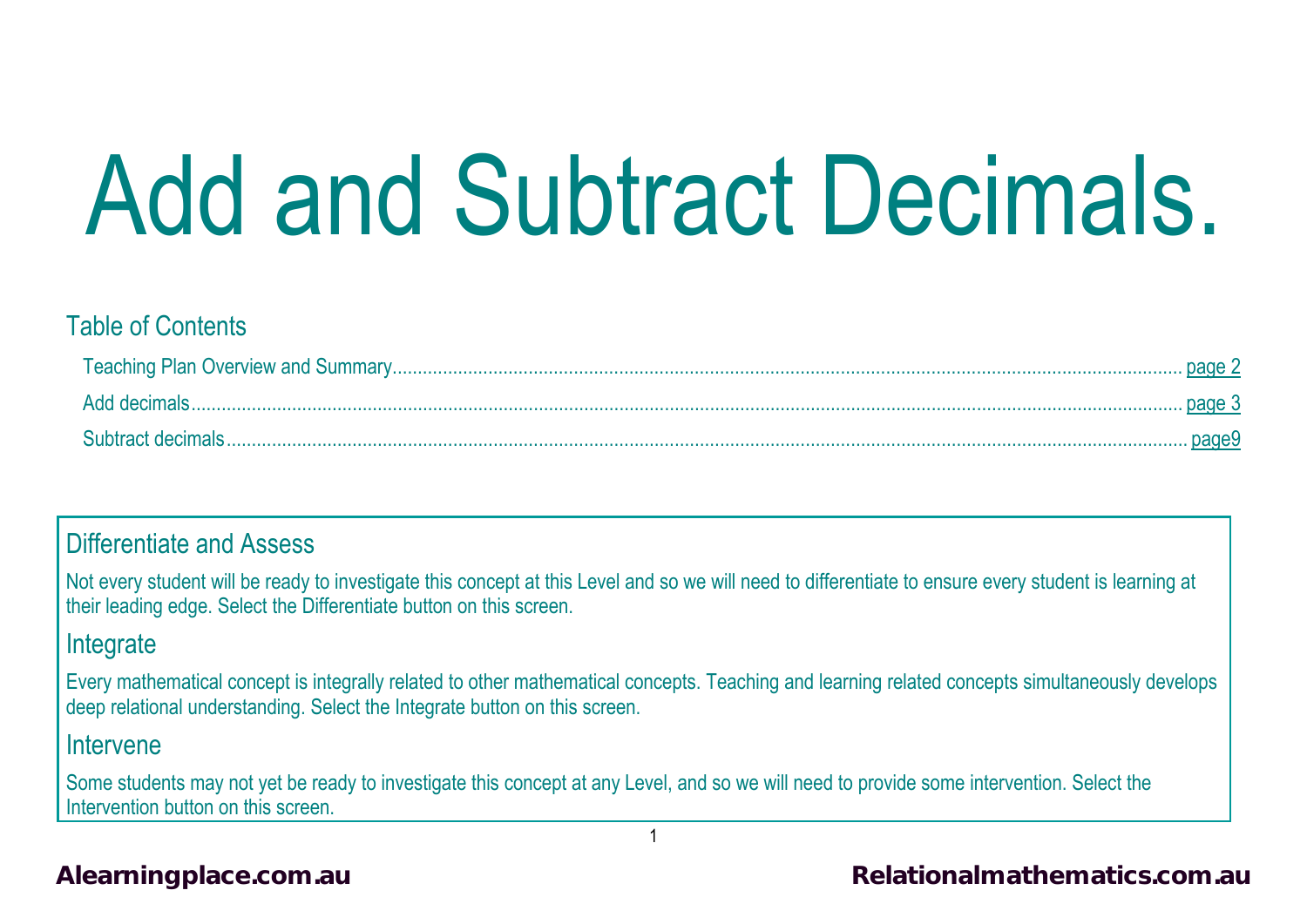# Add and Subtract Decimals.

## Table of Contents

Teaching Plan Overview and Summary........ page 2

Add decimals........ page 3

Subtract decimals........ page9

## Differentiate and Assess

Not every student will be ready to investigate this concept at this Level and so we will need to differentiate to ensure every student is learning at their leading edge. Select the Differentiate button on this screen.

## Integrate

Every mathematical concept is integrally related to other mathematical concepts. Teaching and learning related concepts simultaneously develops deep relational understanding. Select the Integrate button on this screen.

## Intervene

Some students may not yet be ready to investigate this concept at any Level, and so we will need to provide some intervention. Select the Intervention button on this screen.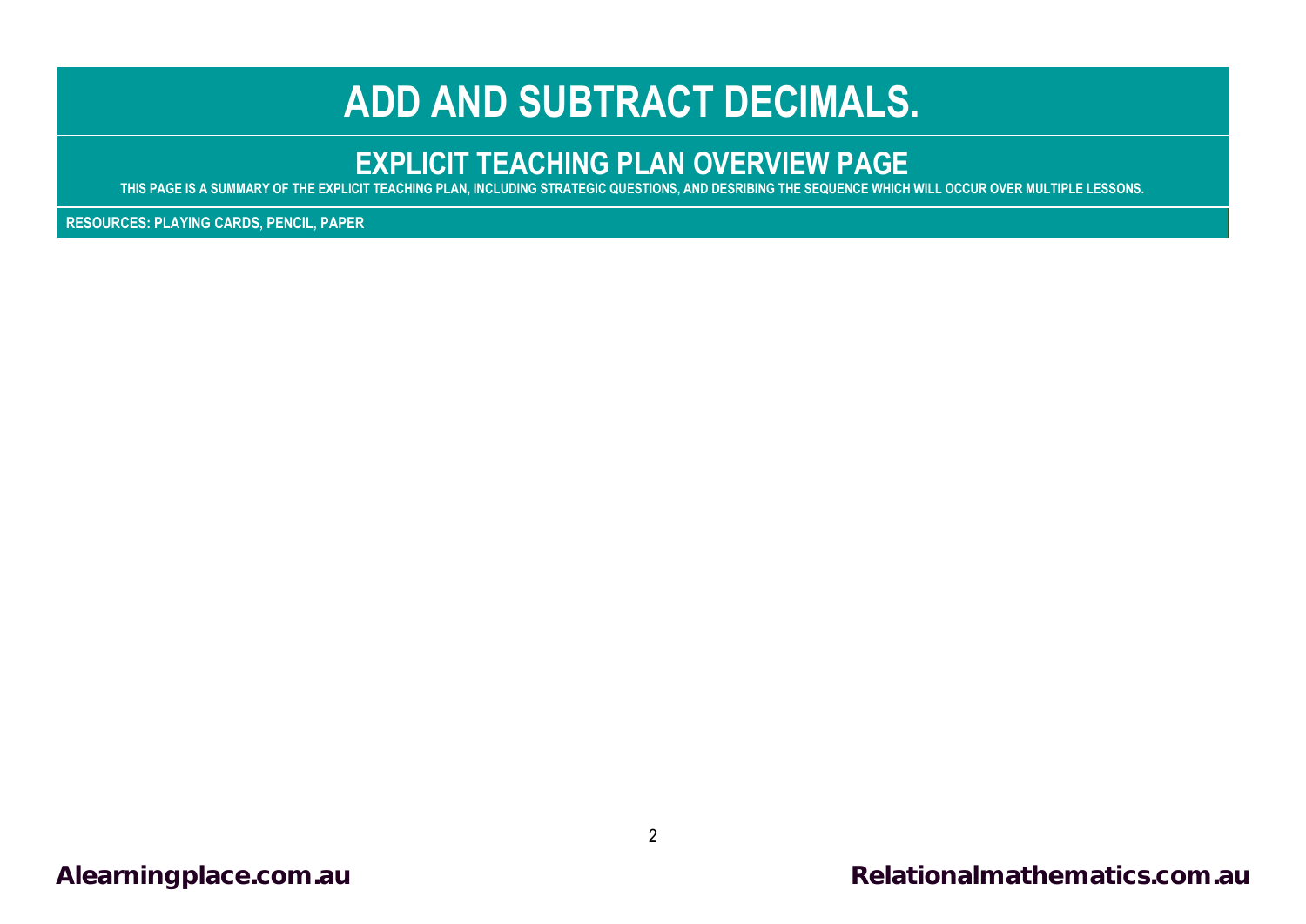# ADD AND SUBTRACT DECIMALS.

## EXPLICIT TEACHING PLAN OVERVIEW PAGE

**THIS PAGE IS A SUMMARY OF THE EXPLICIT TEACHING PLAN, INCLUDING STRATEGIC QUESTIONS, AND DESRIBING THE SEQUENCE WHICH WILL OCCUR OVER MULTIPLE LESSONS.**

**RESOURCES: PLAYING CARDS, PENCIL, PAPER**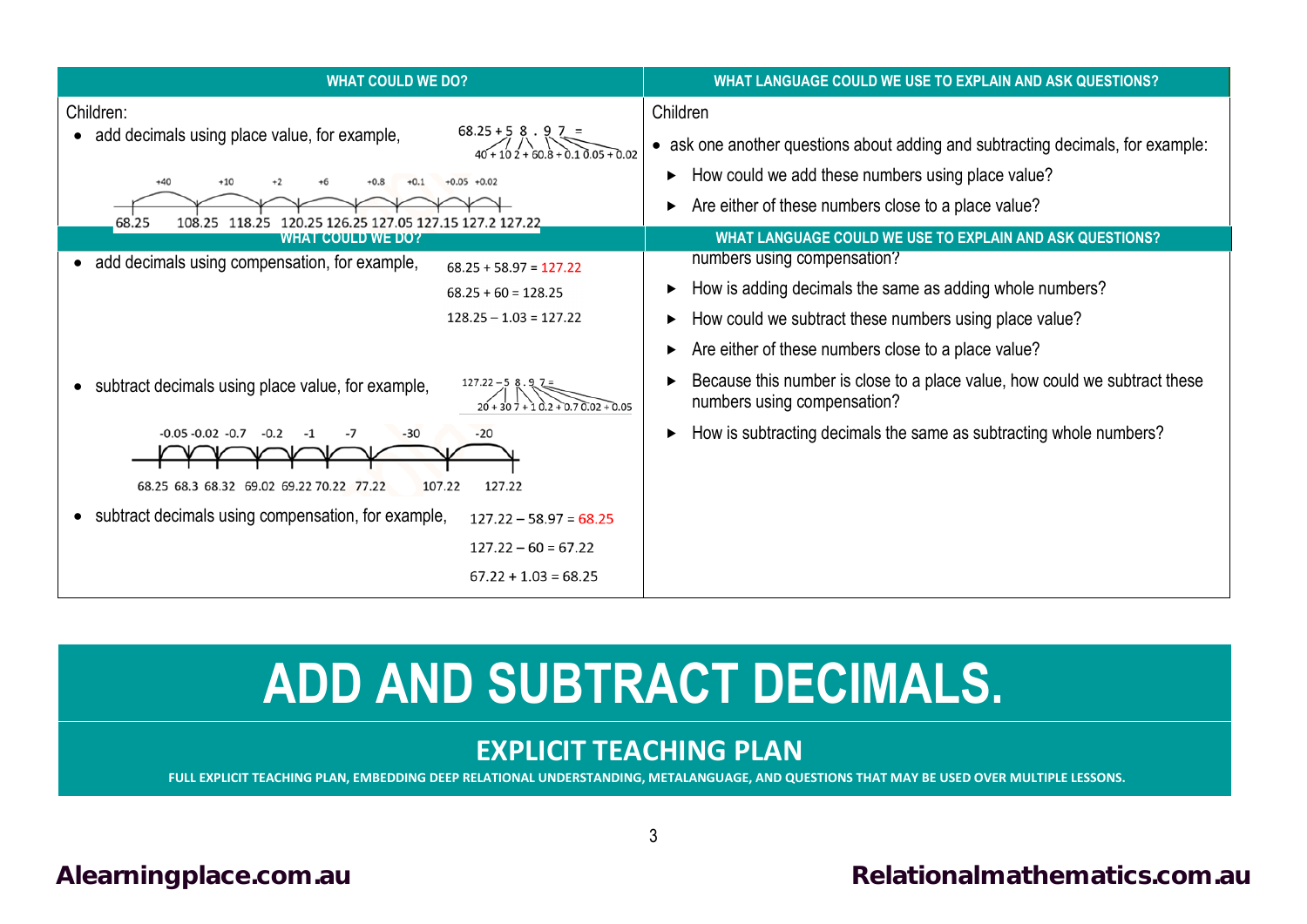| WHAT COULD WE DO? | WHAT LANGUAGE COULD WE USE TO EXPLAIN AND ASK QUESTIONS? |
| --- | --- |
| Children:<br>• add decimals using place value, for example, 68.25 + 58.97 = (40 + 10 + 8 + 0.9 + 0.07: 40 + 10 2 + 6 0.8 + 0.1 0.05 + 0.02)<br>+40 +10 +2 +6 +0.8 +0.1 +0.05 +0.02<br>68.25 108.25 118.25 120.25 126.25 127.05 127.15 127.2 127.22 | Children<br>• ask one another questions about adding and subtracting decimals, for example:<br>► How could we add these numbers using place value?<br>► Are either of these numbers close to a place value? |
| • add decimals using compensation, for example, 68.25 + 58.97 = 127.22<br>68.25 + 60 = 128.25<br>128.25 – 1.03 = 127.22<br><br>• subtract decimals using place value, for example, 127.22 – 58.97 = (20 + 30 7 + 1 0.2 + 0.7 0.02 + 0.05)<br>-0.05 -0.02 -0.7 -0.2 -1 -7 -30 -20<br>68.25 68.3 68.32 69.02 69.22 70.22 77.22 107.22 127.22<br><br>• subtract decimals using compensation, for example, 127.22 – 58.97 = 68.25<br>127.22 – 60 = 67.22<br>67.22 + 1.03 = 68.25 | numbers using compensation?<br>► How is adding decimals the same as adding whole numbers?<br>► How could we subtract these numbers using place value?<br>► Are either of these numbers close to a place value?<br>► Because this number is close to a place value, how could we subtract these numbers using compensation?<br>► How is subtracting decimals the same as subtracting whole numbers? |

# ADD AND SUBTRACT DECIMALS.

## EXPLICIT TEACHING PLAN

FULL EXPLICIT TEACHING PLAN, EMBEDDING DEEP RELATIONAL UNDERSTANDING, METALANGUAGE, AND QUESTIONS THAT MAY BE USED OVER MULTIPLE LESSONS.

Alearningplace.com.au

Relationalmathematics.com.au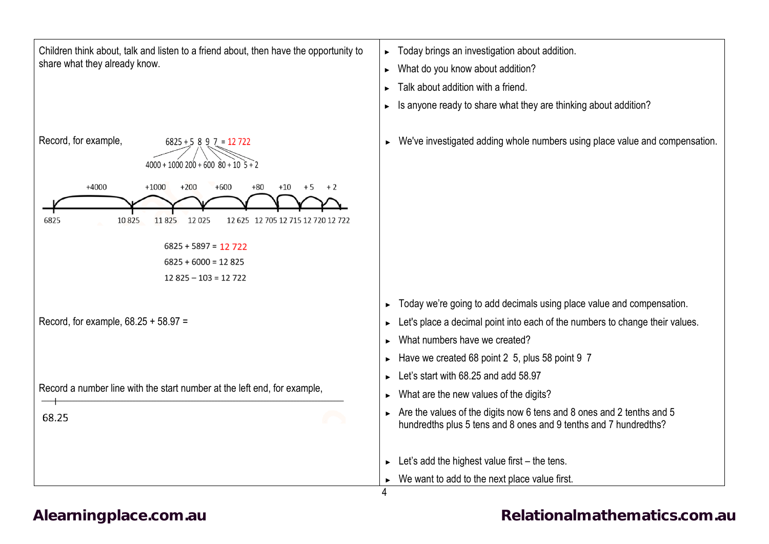| | |
|---|---|
| Children think about, talk and listen to a friend about, then have the opportunity to share what they already know. | ► Today brings an investigation about addition.<br>► What do you know about addition?<br>► Talk about addition with a friend.<br>► Is anyone ready to share what they are thinking about addition? |
| Record, for example, 6825 + 5 8 9 7 = 12 722<br>4000 + 1000 200 + 600 80 + 10 5 + 2<br>+4000 +1000 +200 +600 +80 +10 +5 +2<br>6825 10 825 11 825 12 025 12 625 12 705 12 715 12 720 12 722<br>6825 + 5897 = 12 722<br>6825 + 6000 = 12 825<br>12 825 – 103 = 12 722 | ► We've investigated adding whole numbers using place value and compensation. |
| Record, for example, 68.25 + 58.97 =<br><br>Record a number line with the start number at the left end, for example,<br>68.25 | ► Today we're going to add decimals using place value and compensation.<br>► Let's place a decimal point into each of the numbers to change their values.<br>► What numbers have we created?<br>► Have we created 68 point 2 5, plus 58 point 9 7<br>► Let's start with 68.25 and add 58.97<br>► What are the new values of the digits?<br>► Are the values of the digits now 6 tens and 8 ones and 2 tenths and 5 hundredths plus 5 tens and 8 ones and 9 tenths and 7 hundredths?<br>► Let's add the highest value first – the tens.<br>► We want to add to the next place value first. |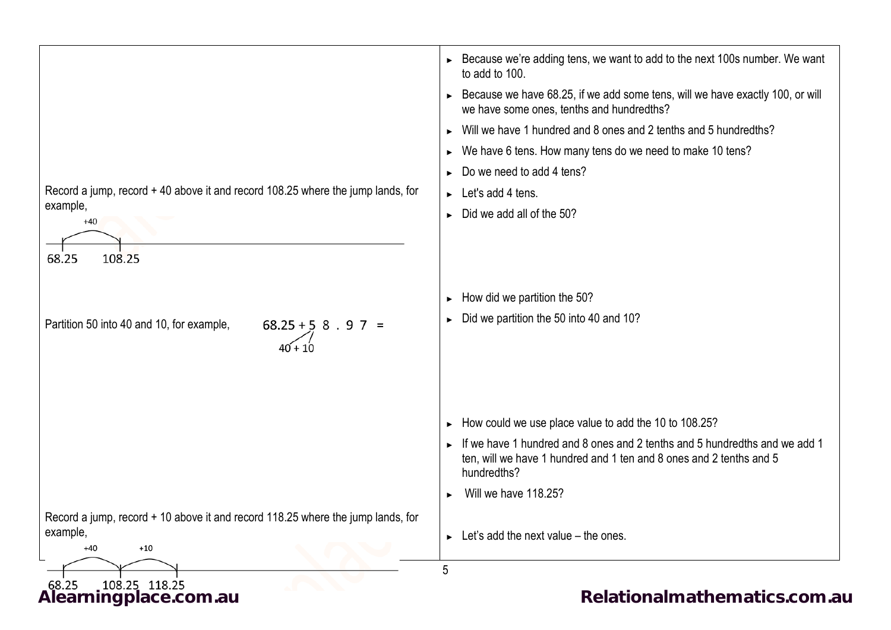| | |
|---|---|
| | ► Because we're adding tens, we want to add to the next 100s number. We want to add to 100.<br>► Because we have 68.25, if we add some tens, will we have exactly 100, or will we have some ones, tenths and hundredths?<br>► Will we have 1 hundred and 8 ones and 2 tenths and 5 hundredths?<br>► We have 6 tens. How many tens do we need to make 10 tens?<br>► Do we need to add 4 tens? |
| Record a jump, record + 40 above it and record 108.25 where the jump lands, for example,<br><br>+40<br>68.25 108.25 | ► Let's add 4 tens.<br>► Did we add all of the 50? |
| Partition 50 into 40 and 10, for example, 68.25 + 58.97 =<br>40 + 10 | ► How did we partition the 50?<br>► Did we partition the 50 into 40 and 10? |
| | ► How could we use place value to add the 10 to 108.25?<br>► If we have 1 hundred and 8 ones and 2 tenths and 5 hundredths and we add 1 ten, will we have 1 hundred and 1 ten and 8 ones and 2 tenths and 5 hundredths?<br>► Will we have 118.25? |
| Record a jump, record + 10 above it and record 118.25 where the jump lands, for example,<br><br>+40 +10<br>68.25 108.25 118.25 | ► Let's add the next value – the ones. |

Alearningplace.com.au

Relationalmathematics.com.au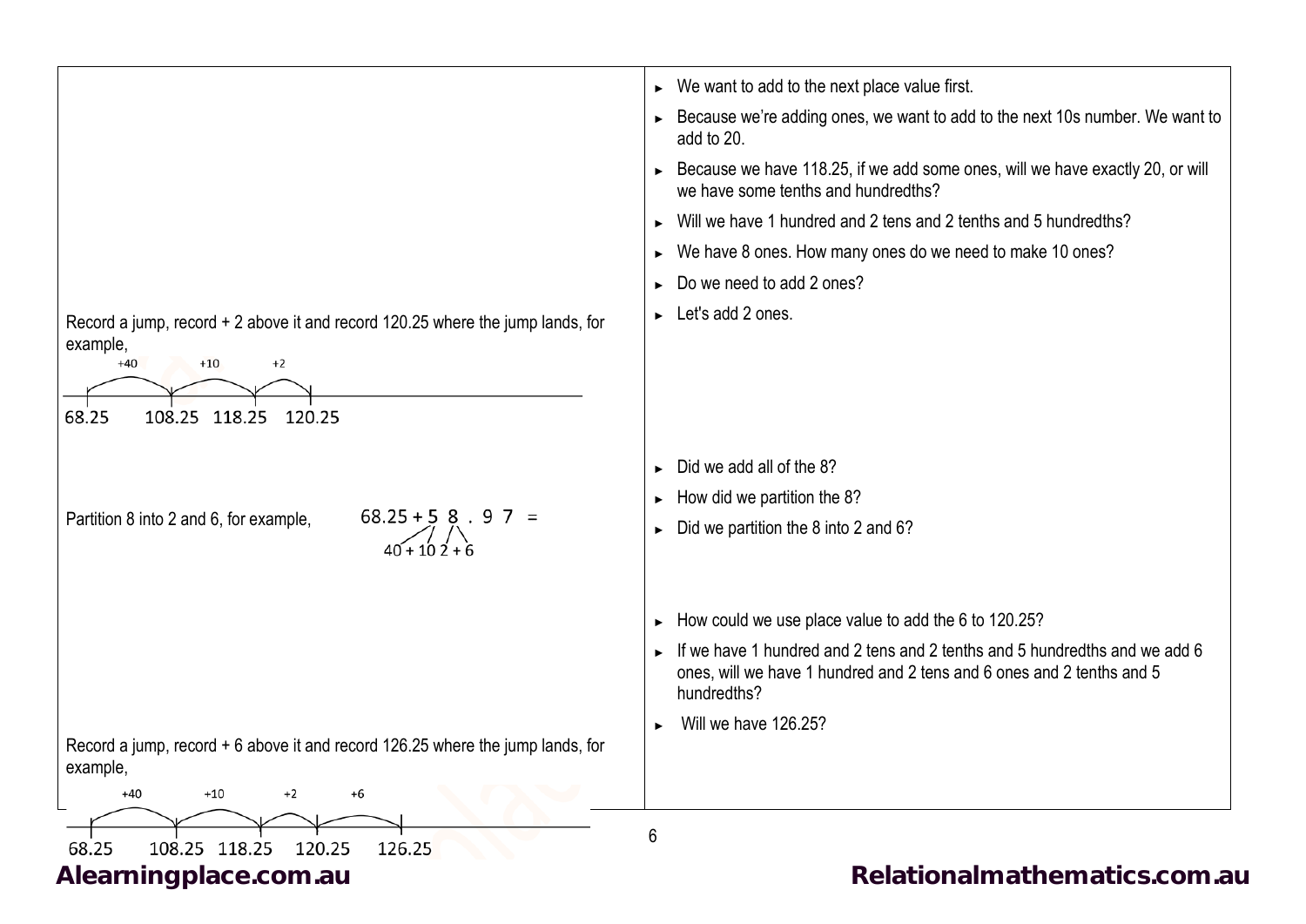| | |
|---|---|
| Record a jump, record + 2 above it and record 120.25 where the jump lands, for example,<br><br>+40 +10 +2<br>68.25 108.25 118.25 120.25 | ► We want to add to the next place value first.<br>► Because we're adding ones, we want to add to the next 10s number. We want to add to 20.<br>► Because we have 118.25, if we add some ones, will we have exactly 20, or will we have some tenths and hundredths?<br>► Will we have 1 hundred and 2 tens and 2 tenths and 5 hundredths?<br>► We have 8 ones. How many ones do we need to make 10 ones?<br>► Do we need to add 2 ones?<br>► Let's add 2 ones. |
| Partition 8 into 2 and 6, for example, 68.25 + 5 8 . 9 7 =<br>40 + 10 2 + 6 | ► Did we add all of the 8?<br>► How did we partition the 8?<br>► Did we partition the 8 into 2 and 6? |
| Record a jump, record + 6 above it and record 126.25 where the jump lands, for example,<br><br>+40 +10 +2 +6<br>68.25 108.25 118.25 120.25 126.25 | ► How could we use place value to add the 6 to 120.25?<br>► If we have 1 hundred and 2 tens and 2 tenths and 5 hundredths and we add 6 ones, will we have 1 hundred and 2 tens and 6 ones and 2 tenths and 5 hundredths?<br>► Will we have 126.25? |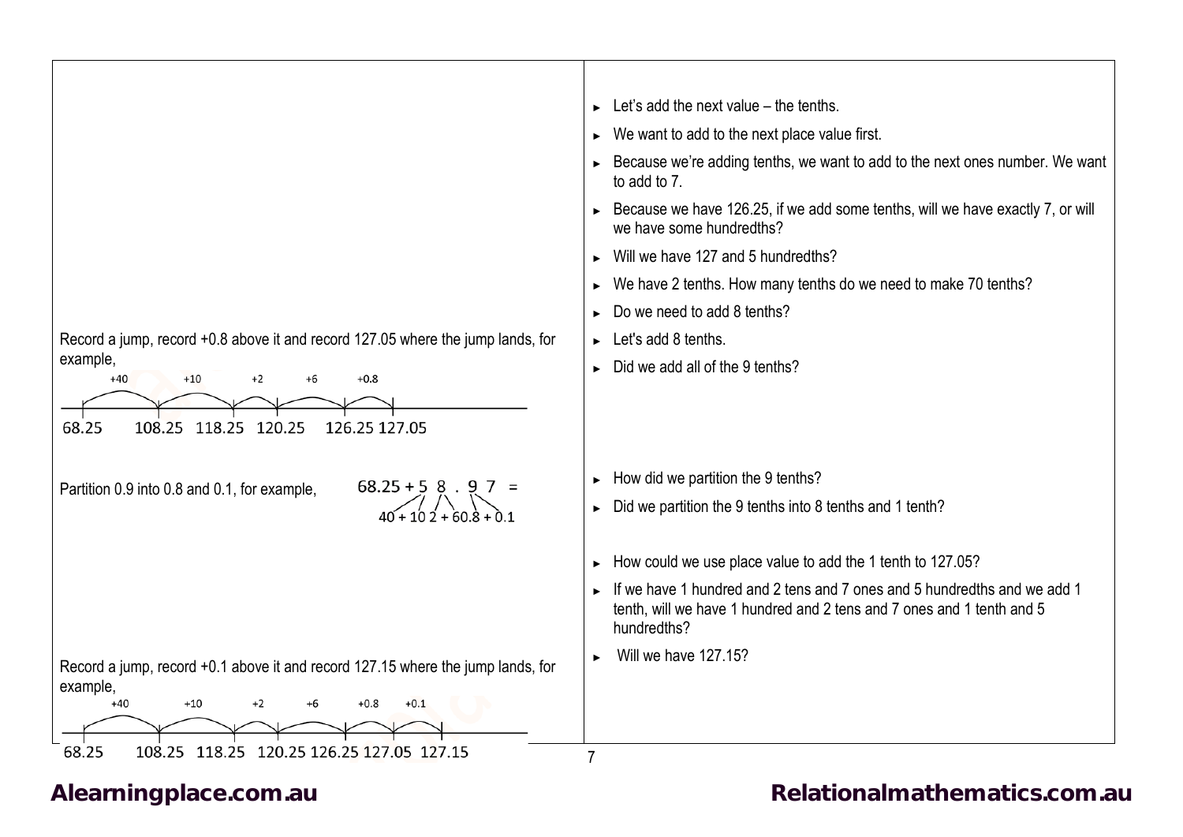| | |
|---|---|
| | ► Let's add the next value – the tenths.<br>► We want to add to the next place value first.<br>► Because we're adding tenths, we want to add to the next ones number. We want to add to 7.<br>► Because we have 126.25, if we add some tenths, will we have exactly 7, or will we have some hundredths?<br>► Will we have 127 and 5 hundredths?<br>► We have 2 tenths. How many tenths do we need to make 70 tenths?<br>► Do we need to add 8 tenths? |
| Record a jump, record +0.8 above it and record 127.05 where the jump lands, for example,<br>+40 +10 +2 +6 +0.8<br>68.25 108.25 118.25 120.25 126.25 127.05 | ► Let's add 8 tenths.<br>► Did we add all of the 9 tenths? |
| Partition 0.9 into 0.8 and 0.1, for example, $68.25 + 58.97 =$<br>$40 + 10$ $2 + 6$ $0.8 + 0.1$ | ► How did we partition the 9 tenths?<br>► Did we partition the 9 tenths into 8 tenths and 1 tenth? |
| | ► How could we use place value to add the 1 tenth to 127.05?<br>► If we have 1 hundred and 2 tens and 7 ones and 5 hundredths and we add 1 tenth, will we have 1 hundred and 2 tens and 7 ones and 1 tenth and 5 hundredths? |
| Record a jump, record +0.1 above it and record 127.15 where the jump lands, for example,<br>+40 +10 +2 +6 +0.8 +0.1<br>68.25 108.25 118.25 120.25 126.25 127.05 127.15 | ► Will we have 127.15? |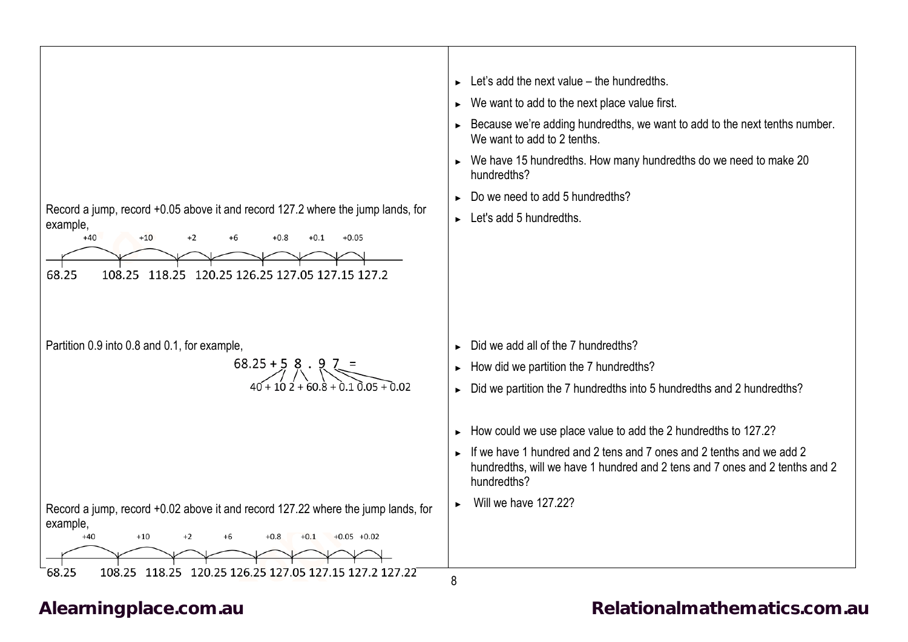| | |
|---|---|
| Record a jump, record +0.05 above it and record 127.2 where the jump lands, for example,<br>+40 +10 +2 +6 +0.8 +0.1 +0.05<br>68.25 108.25 118.25 120.25 126.25 127.05 127.15 127.2 | ► Let's add the next value – the hundredths.<br>► We want to add to the next place value first.<br>► Because we're adding hundredths, we want to add to the next tenths number. We want to add to 2 tenths.<br>► We have 15 hundredths. How many hundredths do we need to make 20 hundredths?<br>► Do we need to add 5 hundredths?<br>► Let's add 5 hundredths. |
| Partition 0.9 into 0.8 and 0.1, for example,<br>$68.25 + 58.97 =$<br>$40 + 10 \; 2 + 6 \; 0.8 + 0.1 \; 0.05 + 0.02$ | ► Did we add all of the 7 hundredths?<br>► How did we partition the 7 hundredths?<br>► Did we partition the 7 hundredths into 5 hundredths and 2 hundredths? |
| Record a jump, record +0.02 above it and record 127.22 where the jump lands, for example,<br>+40 +10 +2 +6 +0.8 +0.1 +0.05 +0.02<br>68.25 108.25 118.25 120.25 126.25 127.05 127.15 127.2 127.22 | ► How could we use place value to add the 2 hundredths to 127.2?<br>► If we have 1 hundred and 2 tens and 7 ones and 2 tenths and we add 2 hundredths, will we have 1 hundred and 2 tens and 7 ones and 2 tenths and 2 hundredths?<br>► Will we have 127.22? |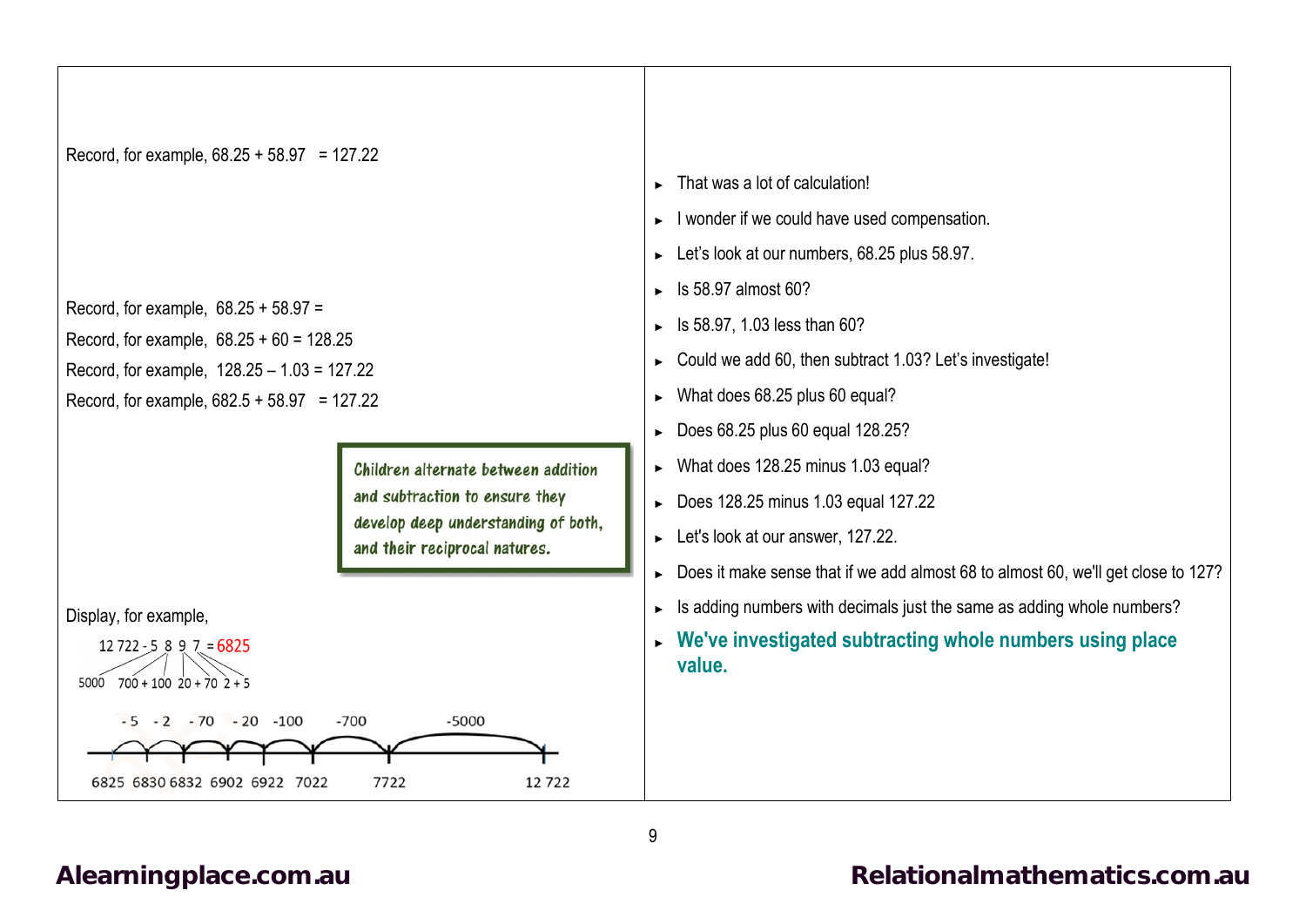| | |
|---|---|
| Record, for example, 68.25 + 58.97 = 127.22 | ► That was a lot of calculation! |
| | ► I wonder if we could have used compensation. |
| | ► Let's look at our numbers, 68.25 plus 58.97. |
| Record, for example, 68.25 + 58.97 = | ► Is 58.97 almost 60? |
| Record, for example, 68.25 + 60 = 128.25 | ► Is 58.97, 1.03 less than 60? |
| Record, for example, 128.25 – 1.03 = 127.22 | ► Could we add 60, then subtract 1.03? Let's investigate! |
| Record, for example, 682.5 + 58.97 = 127.22 | ► What does 68.25 plus 60 equal? |
| | ► Does 68.25 plus 60 equal 128.25? |
| *Children alternate between addition and subtraction to ensure they develop deep understanding of both, and their reciprocal natures.* | ► What does 128.25 minus 1.03 equal? |
| | ► Does 128.25 minus 1.03 equal 127.22 |
| | ► Let's look at our answer, 127.22. |
| | ► Does it make sense that if we add almost 68 to almost 60, we'll get close to 127? |
| Display, for example, | ► Is adding numbers with decimals just the same as adding whole numbers? |
| 12 722 - 5 8 9 7 = 6825<br>5000 700 + 100 20 + 70 2 + 5<br>-5 -2 -70 -20 -100 -700 -5000<br>6825 6830 6832 6902 6922 7022 7722 12 722 | ► **We've investigated subtracting whole numbers using place value.** |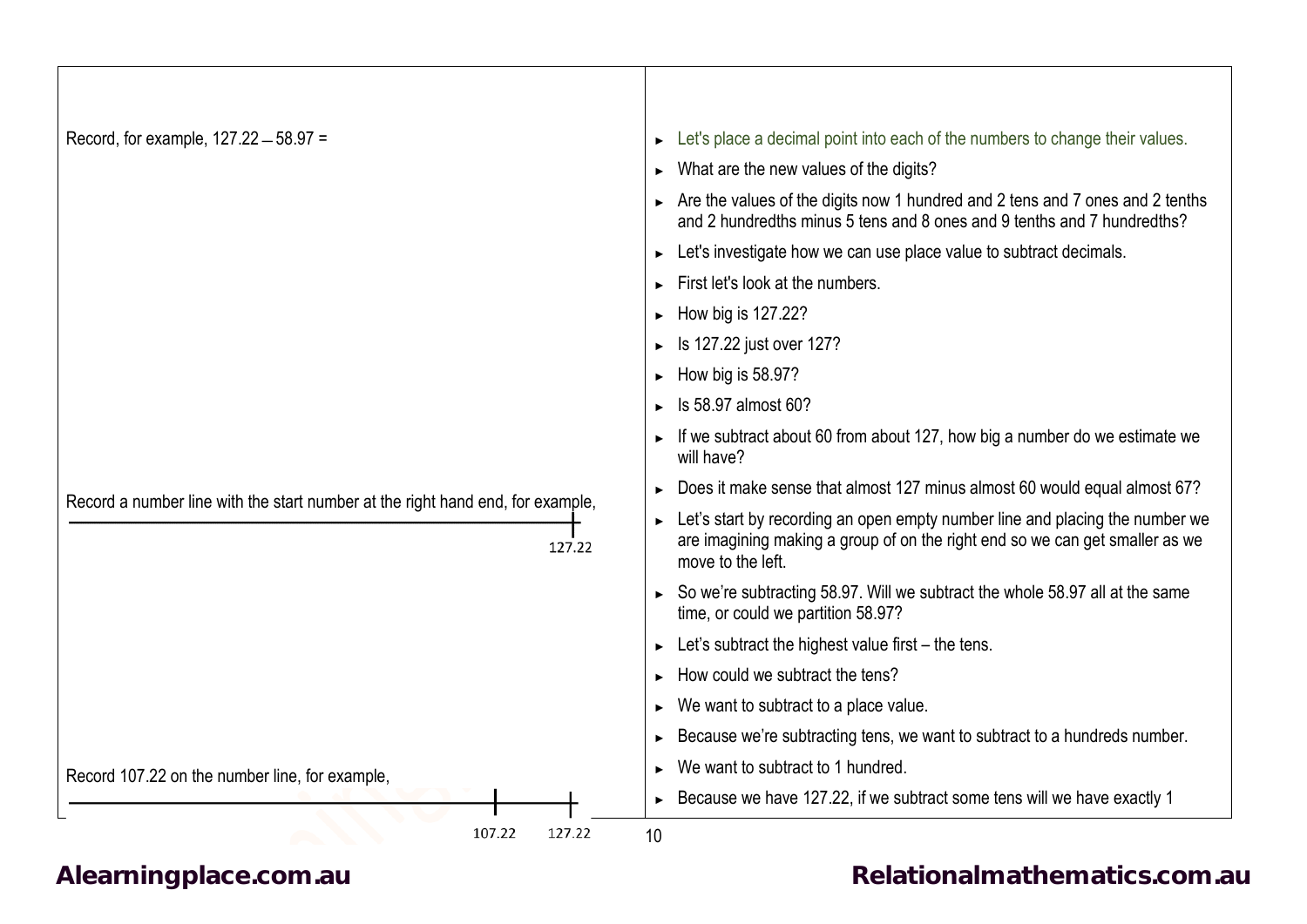| | |
|---|---|
| Record, for example, 127.22 – 58.97 = | ► Let's place a decimal point into each of the numbers to change their values.<br>► What are the new values of the digits?<br>► Are the values of the digits now 1 hundred and 2 tens and 7 ones and 2 tenths and 2 hundredths minus 5 tens and 8 ones and 9 tenths and 7 hundredths?<br>► Let's investigate how we can use place value to subtract decimals.<br>► First let's look at the numbers.<br>► How big is 127.22?<br>► Is 127.22 just over 127?<br>► How big is 58.97?<br>► Is 58.97 almost 60?<br>► If we subtract about 60 from about 127, how big a number do we estimate we will have?<br>► Does it make sense that almost 127 minus almost 60 would equal almost 67? |
| Record a number line with the start number at the right hand end, for example,<br>127.22 | ► Let's start by recording an open empty number line and placing the number we are imagining making a group of on the right end so we can get smaller as we move to the left.<br>► So we're subtracting 58.97. Will we subtract the whole 58.97 all at the same time, or could we partition 58.97?<br>► Let's subtract the highest value first – the tens.<br>► How could we subtract the tens?<br>► We want to subtract to a place value.<br>► Because we're subtracting tens, we want to subtract to a hundreds number.<br>► We want to subtract to 1 hundred. |
| Record 107.22 on the number line, for example,<br>107.22 127.22 | ► Because we have 127.22, if we subtract some tens will we have exactly 1 |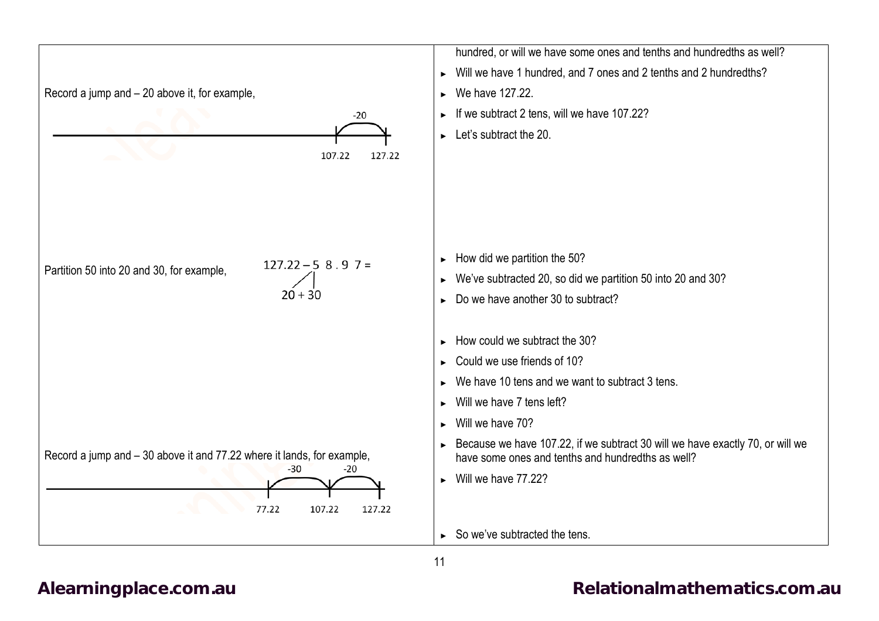| | |
|---|---|
| | hundred, or will we have some ones and tenths and hundredths as well? |
| | ► Will we have 1 hundred, and 7 ones and 2 tenths and 2 hundredths? |
| Record a jump and – 20 above it, for example, | ► We have 127.22. |
| -20<br>107.22 127.22 | ► If we subtract 2 tens, will we have 107.22?<br>► Let's subtract the 20. |
| Partition 50 into 20 and 30, for example, $127.22 - 58.97 =$ with 5 partitioned into $20 + 30$ | ► How did we partition the 50?<br>► We've subtracted 20, so did we partition 50 into 20 and 30?<br>► Do we have another 30 to subtract? |
| | ► How could we subtract the 30?<br>► Could we use friends of 10?<br>► We have 10 tens and we want to subtract 3 tens.<br>► Will we have 7 tens left?<br>► Will we have 70? |
| Record a jump and – 30 above it and 77.22 where it lands, for example,<br>-30 -20<br>77.22 107.22 127.22 | ► Because we have 107.22, if we subtract 30 will we have exactly 70, or will we have some ones and tenths and hundredths as well?<br>► Will we have 77.22? |
| | ► So we've subtracted the tens. |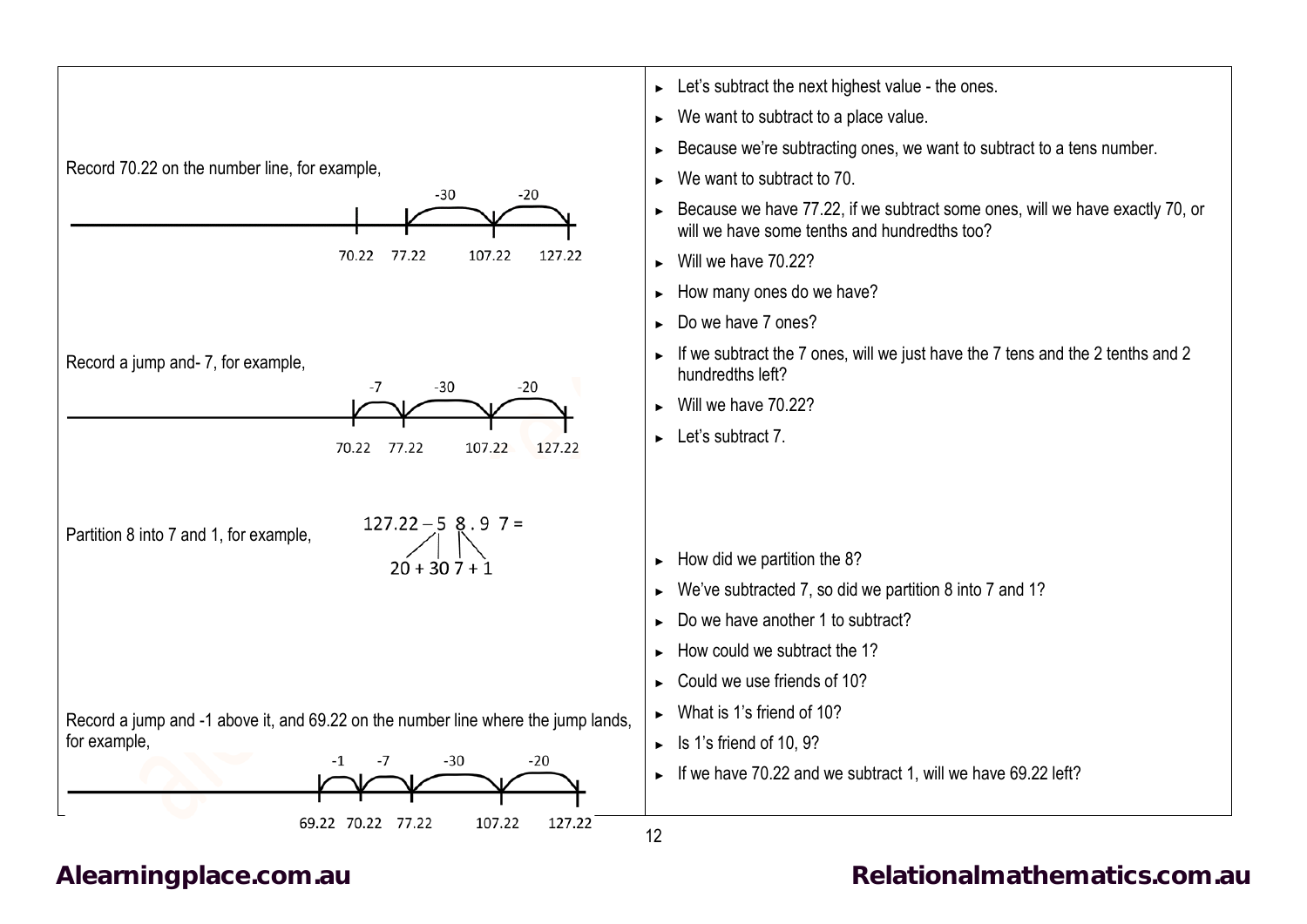Record 70.22 on the number line, for example,

-30 -20

70.22 77.22 107.22 127.22

Record a jump and- 7, for example,

-7 -30 -20

70.22 77.22 107.22 127.22

Partition 8 into 7 and 1, for example,

127.22 − 5 8 . 9 7 =

20 + 30 7 + 1

Record a jump and -1 above it, and 69.22 on the number line where the jump lands, for example,

-1 -7 -30 -20

69.22 70.22 77.22 107.22 127.22

- Let's subtract the next highest value - the ones.
- We want to subtract to a place value.
- Because we're subtracting ones, we want to subtract to a tens number.
- We want to subtract to 70.
- Because we have 77.22, if we subtract some ones, will we have exactly 70, or will we have some tenths and hundredths too?
- Will we have 70.22?
- How many ones do we have?
- Do we have 7 ones?
- If we subtract the 7 ones, will we just have the 7 tens and the 2 tenths and 2 hundredths left?
- Will we have 70.22?
- Let's subtract 7.
- How did we partition the 8?
- We've subtracted 7, so did we partition 8 into 7 and 1?
- Do we have another 1 to subtract?
- How could we subtract the 1?
- Could we use friends of 10?
- What is 1's friend of 10?
- Is 1's friend of 10, 9?
- If we have 70.22 and we subtract 1, will we have 69.22 left?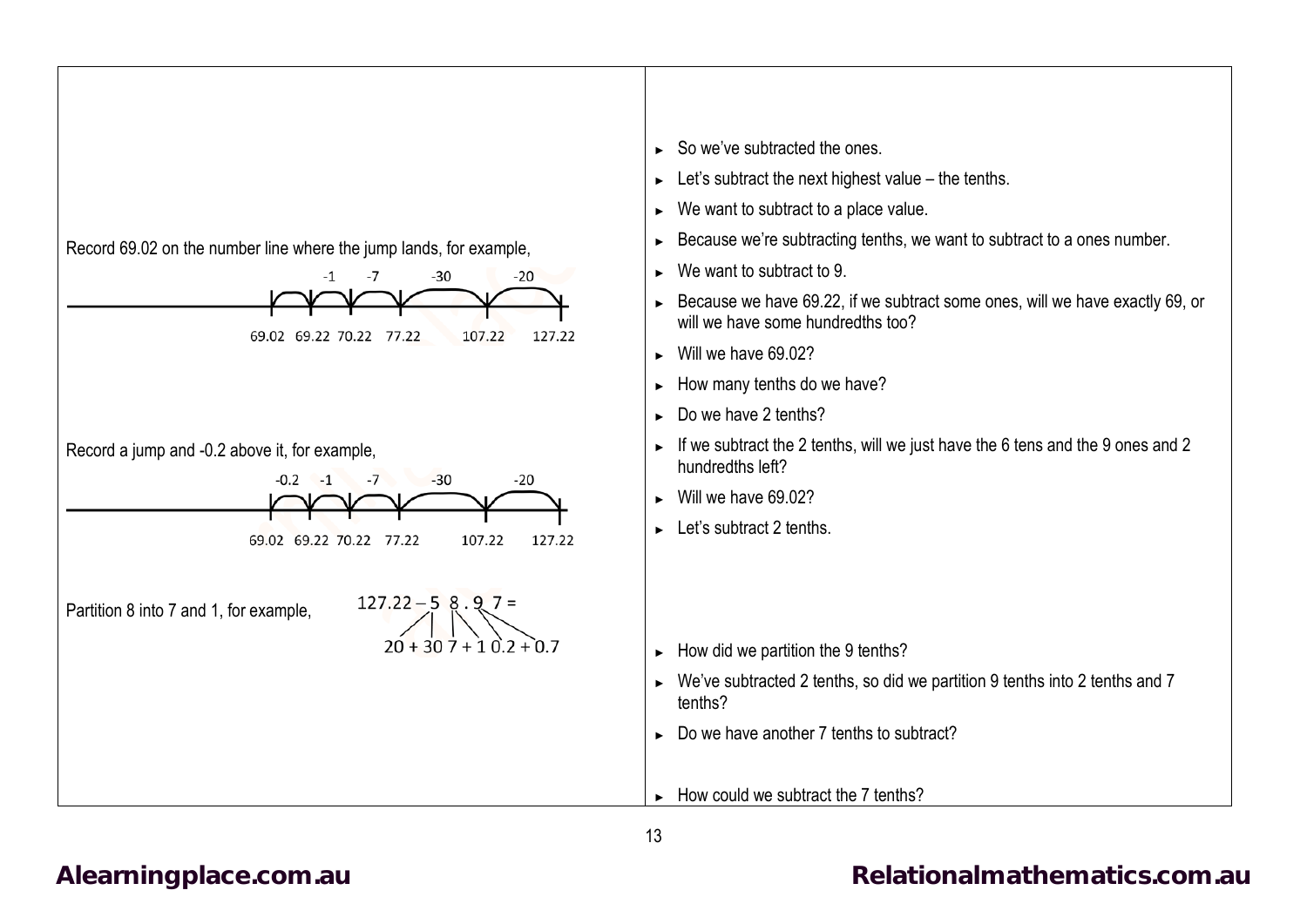| | |
|---|---|
| Record 69.02 on the number line where the jump lands, for example,<br><br>-1 -7 -30 -20<br>69.02 69.22 70.22 77.22 107.22 127.22 | ► So we've subtracted the ones.<br>► Let's subtract the next highest value – the tenths.<br>► We want to subtract to a place value.<br>► Because we're subtracting tenths, we want to subtract to a ones number.<br>► We want to subtract to 9.<br>► Because we have 69.22, if we subtract some ones, will we have exactly 69, or will we have some hundredths too?<br>► Will we have 69.02?<br>► How many tenths do we have?<br>► Do we have 2 tenths? |
| Record a jump and -0.2 above it, for example,<br><br>-0.2 -1 -7 -30 -20<br>69.02 69.22 70.22 77.22 107.22 127.22 | ► If we subtract the 2 tenths, will we just have the 6 tens and the 9 ones and 2 hundredths left?<br>► Will we have 69.02?<br>► Let's subtract 2 tenths. |
| Partition 8 into 7 and 1, for example, $127.22 - 58.97 =$<br>$20 + 30\ 7 + 1\ 0.2 + 0.7$ | ► How did we partition the 9 tenths?<br>► We've subtracted 2 tenths, so did we partition 9 tenths into 2 tenths and 7 tenths?<br>► Do we have another 7 tenths to subtract?<br><br>► How could we subtract the 7 tenths? |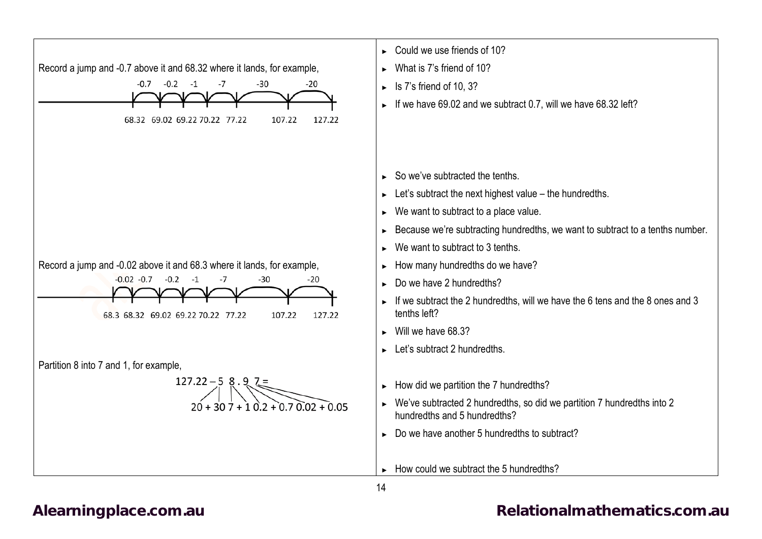Record a jump and -0.7 above it and 68.32 where it lands, for example,

-0.7 -0.2 -1 -7 -30 -20

68.32 69.02 69.22 70.22 77.22 107.22 127.22

- Could we use friends of 10?
- What is 7's friend of 10?
- Is 7's friend of 10, 3?
- If we have 69.02 and we subtract 0.7, will we have 68.32 left?

- So we've subtracted the tenths.
- Let's subtract the next highest value – the hundredths.
- We want to subtract to a place value.
- Because we're subtracting hundredths, we want to subtract to a tenths number.
- We want to subtract to 3 tenths.
- How many hundredths do we have?
- Do we have 2 hundredths?
- If we subtract the 2 hundredths, will we have the 6 tens and the 8 ones and 3 tenths left?
- Will we have 68.3?
- Let's subtract 2 hundredths.

Record a jump and -0.02 above it and 68.3 where it lands, for example,

-0.02 -0.7 -0.2 -1 -7 -30 -20

68.3 68.32 69.02 69.22 70.22 77.22 107.22 127.22

Partition 8 into 7 and 1, for example,

$$127.22 - 58.97 =$$

$$20 + 30 \quad 7 + 1 \quad 0.2 + 0.7 \quad 0.02 + 0.05$$

- How did we partition the 7 hundredths?
- We've subtracted 2 hundredths, so did we partition 7 hundredths into 2 hundredths and 5 hundredths?
- Do we have another 5 hundredths to subtract?

- How could we subtract the 5 hundredths?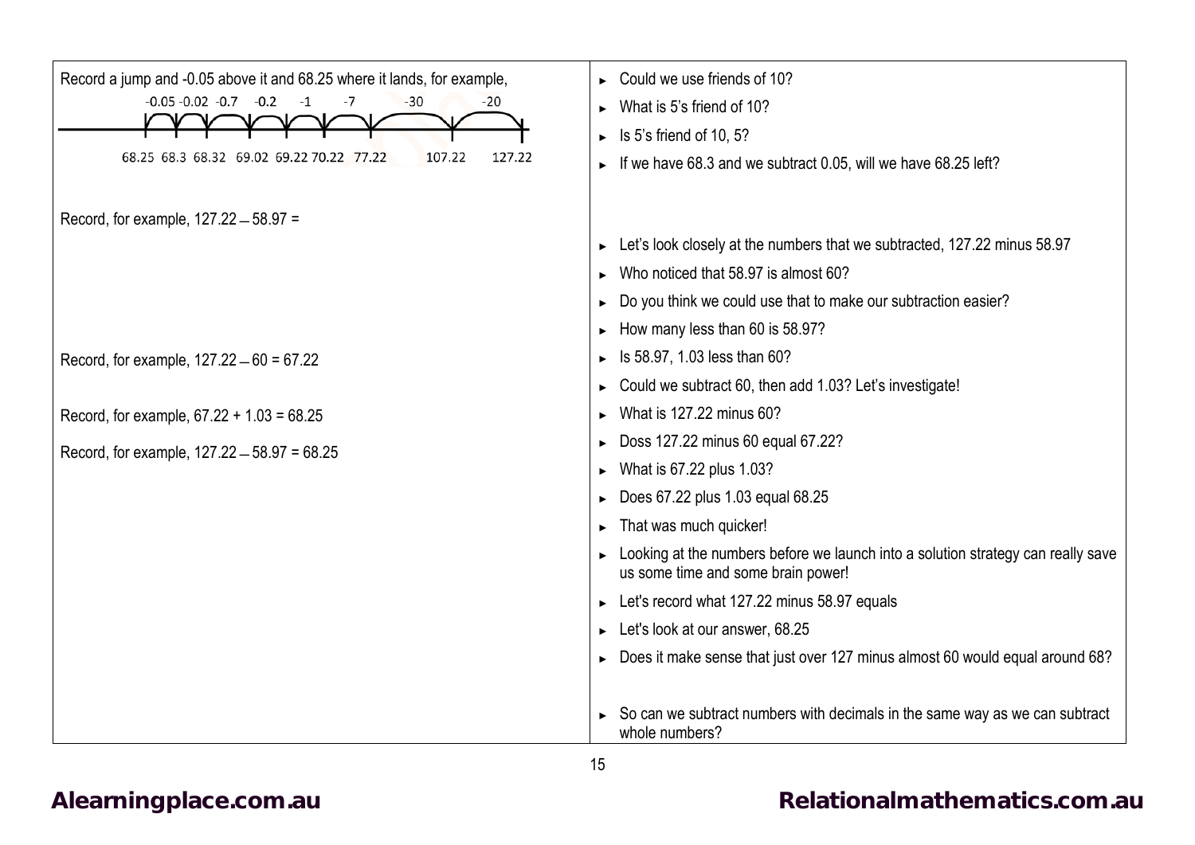| | |
|---|---|
| Record a jump and -0.05 above it and 68.25 where it lands, for example,<br><br>-0.05 -0.02 -0.7 -0.2 -1 -7 -30 -20<br>68.25 68.3 68.32 69.02 69.22 70.22 77.22 107.22 127.22 | ► Could we use friends of 10?<br>► What is 5's friend of 10?<br>► Is 5's friend of 10, 5?<br>► If we have 68.3 and we subtract 0.05, will we have 68.25 left? |
| Record, for example, 127.22 – 58.97 = | ► Let's look closely at the numbers that we subtracted, 127.22 minus 58.97<br>► Who noticed that 58.97 is almost 60?<br>► Do you think we could use that to make our subtraction easier?<br>► How many less than 60 is 58.97? |
| Record, for example, 127.22 – 60 = 67.22<br><br>Record, for example, 67.22 + 1.03 = 68.25<br><br>Record, for example, 127.22 – 58.97 = 68.25 | ► Is 58.97, 1.03 less than 60?<br>► Could we subtract 60, then add 1.03? Let's investigate!<br>► What is 127.22 minus 60?<br>► Doss 127.22 minus 60 equal 67.22?<br>► What is 67.22 plus 1.03?<br>► Does 67.22 plus 1.03 equal 68.25<br>► That was much quicker!<br>► Looking at the numbers before we launch into a solution strategy can really save us some time and some brain power!<br>► Let's record what 127.22 minus 58.97 equals<br>► Let's look at our answer, 68.25<br>► Does it make sense that just over 127 minus almost 60 would equal around 68?<br><br>► So can we subtract numbers with decimals in the same way as we can subtract whole numbers? |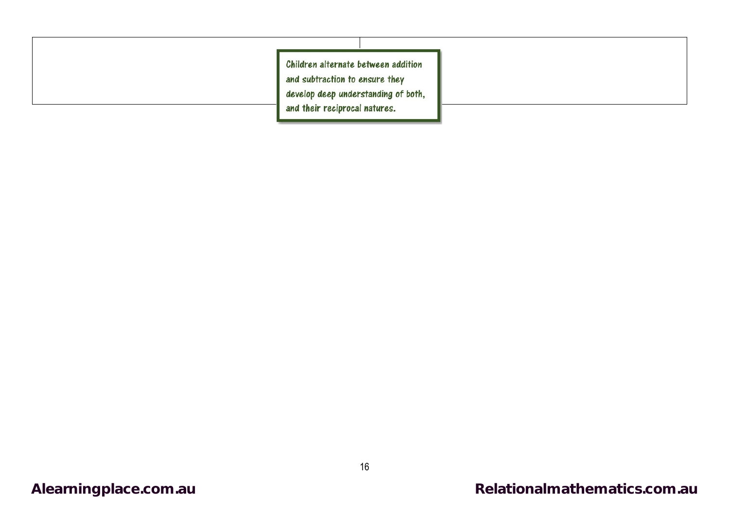Children alternate between addition and subtraction to ensure they develop deep understanding of both, and their reciprocal natures.